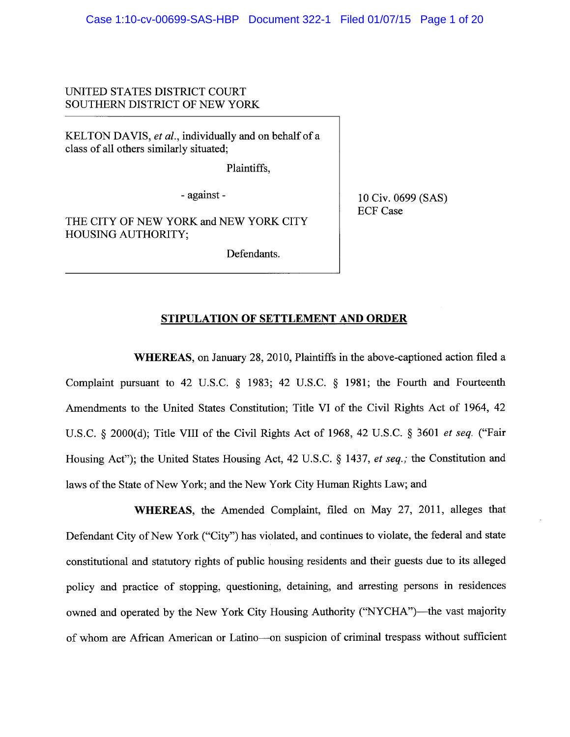UNITED STATES DISTRICT COURT
SOUTHERN DISTRICT OF NEW YORK

KELTON DAVIS, *et al.*, individually and on behalf of a class of all others similarly situated;

Plaintiffs,

- against -

THE CITY OF NEW YORK and NEW YORK CITY HOUSING AUTHORITY;

Defendants.

10 Civ. 0699 (SAS)
ECF Case

## STIPULATION OF SETTLEMENT AND ORDER

**WHEREAS**, on January 28, 2010, Plaintiffs in the above-captioned action filed a Complaint pursuant to 42 U.S.C. § 1983; 42 U.S.C. § 1981; the Fourth and Fourteenth Amendments to the United States Constitution; Title VI of the Civil Rights Act of 1964, 42 U.S.C. § 2000(d); Title VIII of the Civil Rights Act of 1968, 42 U.S.C. § 3601 *et seq.* ("Fair Housing Act"); the United States Housing Act, 42 U.S.C. § 1437, *et seq.*; the Constitution and laws of the State of New York; and the New York City Human Rights Law; and

**WHEREAS**, the Amended Complaint, filed on May 27, 2011, alleges that Defendant City of New York ("City") has violated, and continues to violate, the federal and state constitutional and statutory rights of public housing residents and their guests due to its alleged policy and practice of stopping, questioning, detaining, and arresting persons in residences owned and operated by the New York City Housing Authority ("NYCHA")—the vast majority of whom are African American or Latino—on suspicion of criminal trespass without sufficient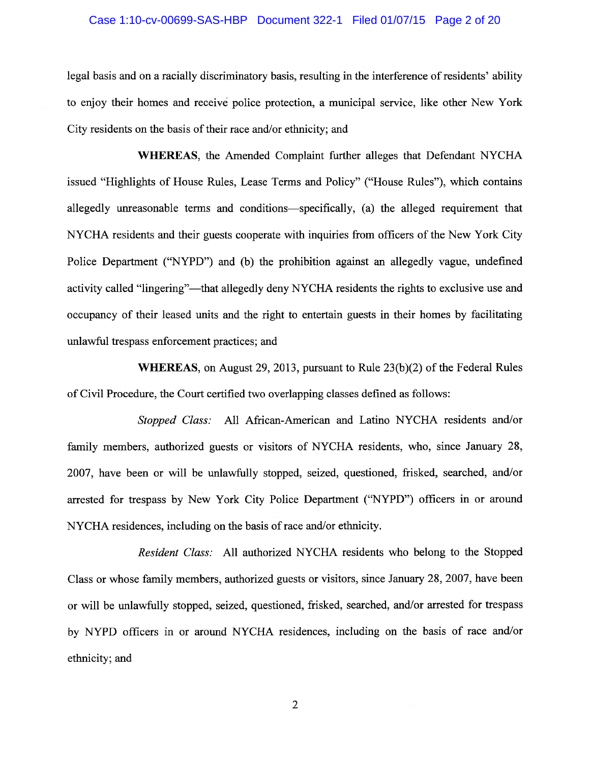legal basis and on a racially discriminatory basis, resulting in the interference of residents' ability to enjoy their homes and receive police protection, a municipal service, like other New York City residents on the basis of their race and/or ethnicity; and

**WHEREAS**, the Amended Complaint further alleges that Defendant NYCHA issued "Highlights of House Rules, Lease Terms and Policy" ("House Rules"), which contains allegedly unreasonable terms and conditions—specifically, (a) the alleged requirement that NYCHA residents and their guests cooperate with inquiries from officers of the New York City Police Department ("NYPD") and (b) the prohibition against an allegedly vague, undefined activity called "lingering"—that allegedly deny NYCHA residents the rights to exclusive use and occupancy of their leased units and the right to entertain guests in their homes by facilitating unlawful trespass enforcement practices; and

**WHEREAS**, on August 29, 2013, pursuant to Rule 23(b)(2) of the Federal Rules of Civil Procedure, the Court certified two overlapping classes defined as follows:

*Stopped Class:* All African-American and Latino NYCHA residents and/or family members, authorized guests or visitors of NYCHA residents, who, since January 28, 2007, have been or will be unlawfully stopped, seized, questioned, frisked, searched, and/or arrested for trespass by New York City Police Department ("NYPD") officers in or around NYCHA residences, including on the basis of race and/or ethnicity.

*Resident Class:* All authorized NYCHA residents who belong to the Stopped Class or whose family members, authorized guests or visitors, since January 28, 2007, have been or will be unlawfully stopped, seized, questioned, frisked, searched, and/or arrested for trespass by NYPD officers in or around NYCHA residences, including on the basis of race and/or ethnicity; and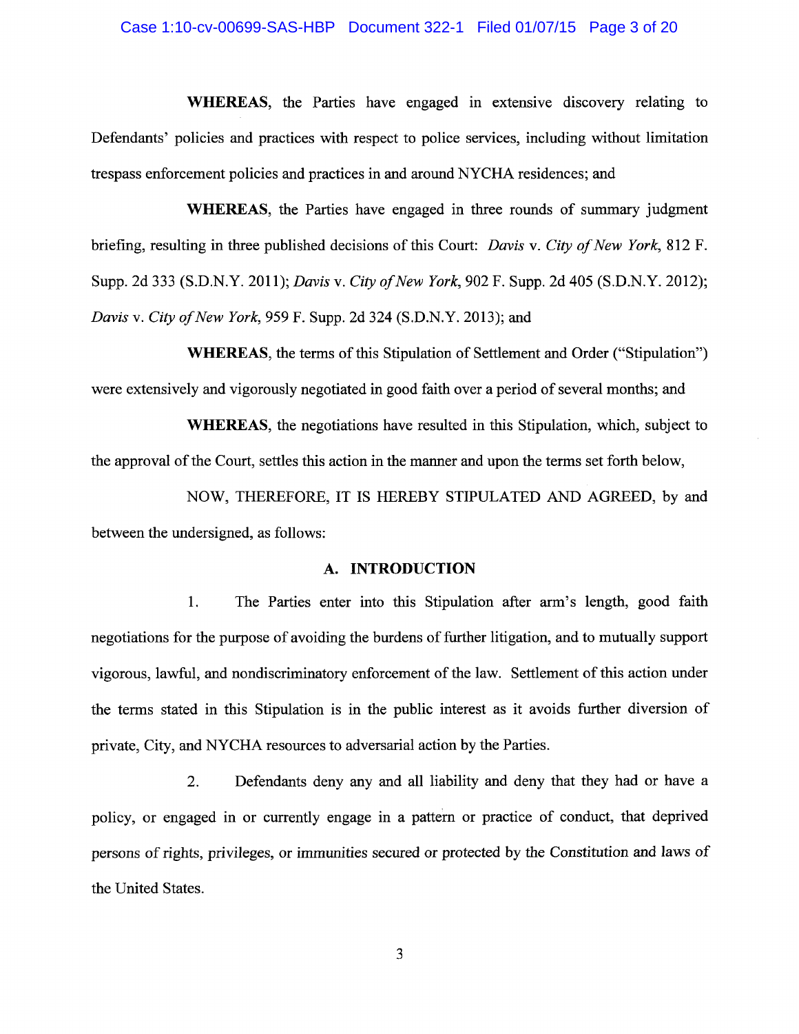**WHEREAS**, the Parties have engaged in extensive discovery relating to Defendants' policies and practices with respect to police services, including without limitation trespass enforcement policies and practices in and around NYCHA residences; and

**WHEREAS**, the Parties have engaged in three rounds of summary judgment briefing, resulting in three published decisions of this Court: *Davis* v. *City of New York*, 812 F. Supp. 2d 333 (S.D.N.Y. 2011); *Davis* v. *City of New York*, 902 F. Supp. 2d 405 (S.D.N.Y. 2012); *Davis* v. *City of New York*, 959 F. Supp. 2d 324 (S.D.N.Y. 2013); and

**WHEREAS**, the terms of this Stipulation of Settlement and Order ("Stipulation") were extensively and vigorously negotiated in good faith over a period of several months; and

**WHEREAS**, the negotiations have resulted in this Stipulation, which, subject to the approval of the Court, settles this action in the manner and upon the terms set forth below,

NOW, THEREFORE, IT IS HEREBY STIPULATED AND AGREED, by and between the undersigned, as follows:

## A. INTRODUCTION

1. The Parties enter into this Stipulation after arm's length, good faith negotiations for the purpose of avoiding the burdens of further litigation, and to mutually support vigorous, lawful, and nondiscriminatory enforcement of the law. Settlement of this action under the terms stated in this Stipulation is in the public interest as it avoids further diversion of private, City, and NYCHA resources to adversarial action by the Parties.

2. Defendants deny any and all liability and deny that they had or have a policy, or engaged in or currently engage in a pattern or practice of conduct, that deprived persons of rights, privileges, or immunities secured or protected by the Constitution and laws of the United States.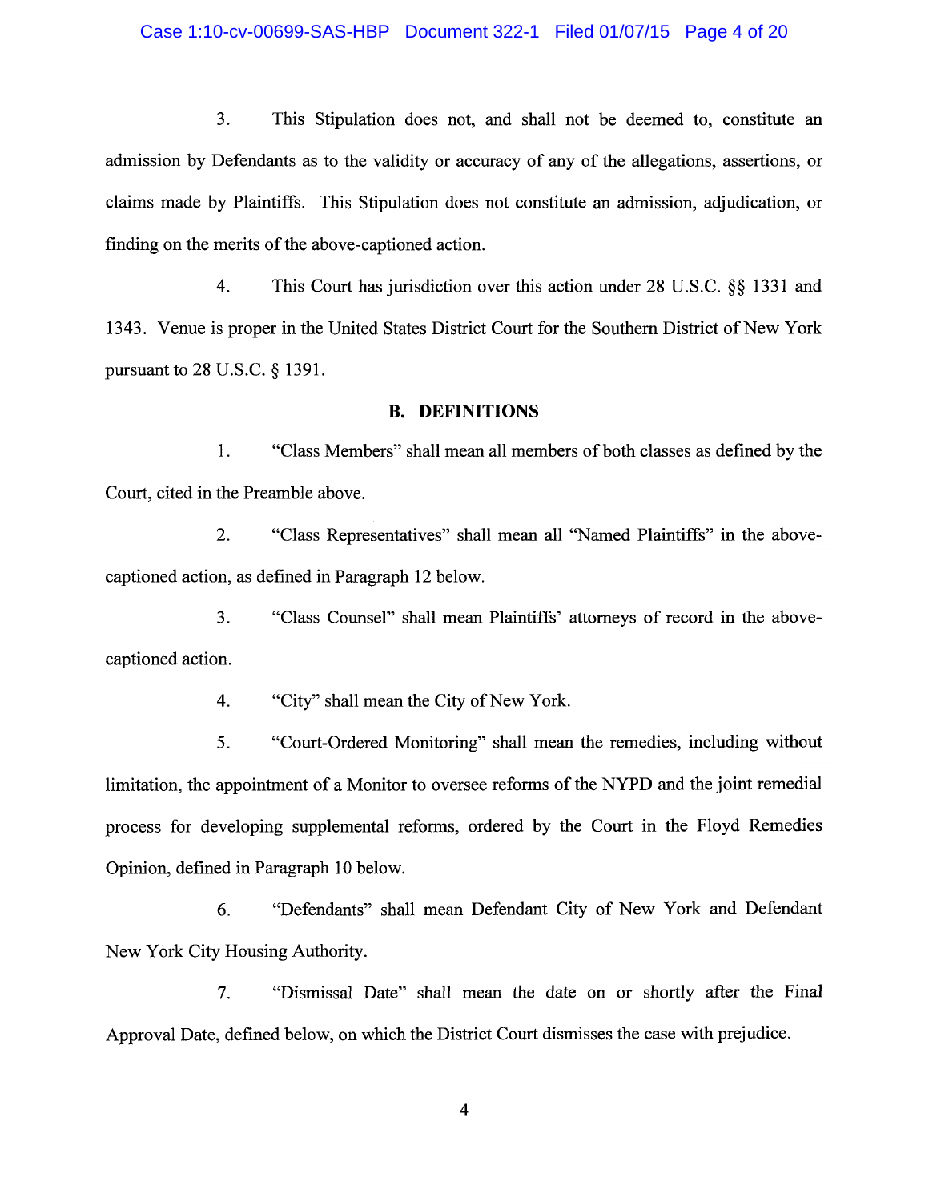3. This Stipulation does not, and shall not be deemed to, constitute an admission by Defendants as to the validity or accuracy of any of the allegations, assertions, or claims made by Plaintiffs. This Stipulation does not constitute an admission, adjudication, or finding on the merits of the above-captioned action.

4. This Court has jurisdiction over this action under 28 U.S.C. §§ 1331 and 1343. Venue is proper in the United States District Court for the Southern District of New York pursuant to 28 U.S.C. § 1391.

### B. DEFINITIONS

1. "Class Members" shall mean all members of both classes as defined by the Court, cited in the Preamble above.

2. "Class Representatives" shall mean all "Named Plaintiffs" in the above-captioned action, as defined in Paragraph 12 below.

3. "Class Counsel" shall mean Plaintiffs' attorneys of record in the above-captioned action.

4. "City" shall mean the City of New York.

5. "Court-Ordered Monitoring" shall mean the remedies, including without limitation, the appointment of a Monitor to oversee reforms of the NYPD and the joint remedial process for developing supplemental reforms, ordered by the Court in the Floyd Remedies Opinion, defined in Paragraph 10 below.

6. "Defendants" shall mean Defendant City of New York and Defendant New York City Housing Authority.

7. "Dismissal Date" shall mean the date on or shortly after the Final Approval Date, defined below, on which the District Court dismisses the case with prejudice.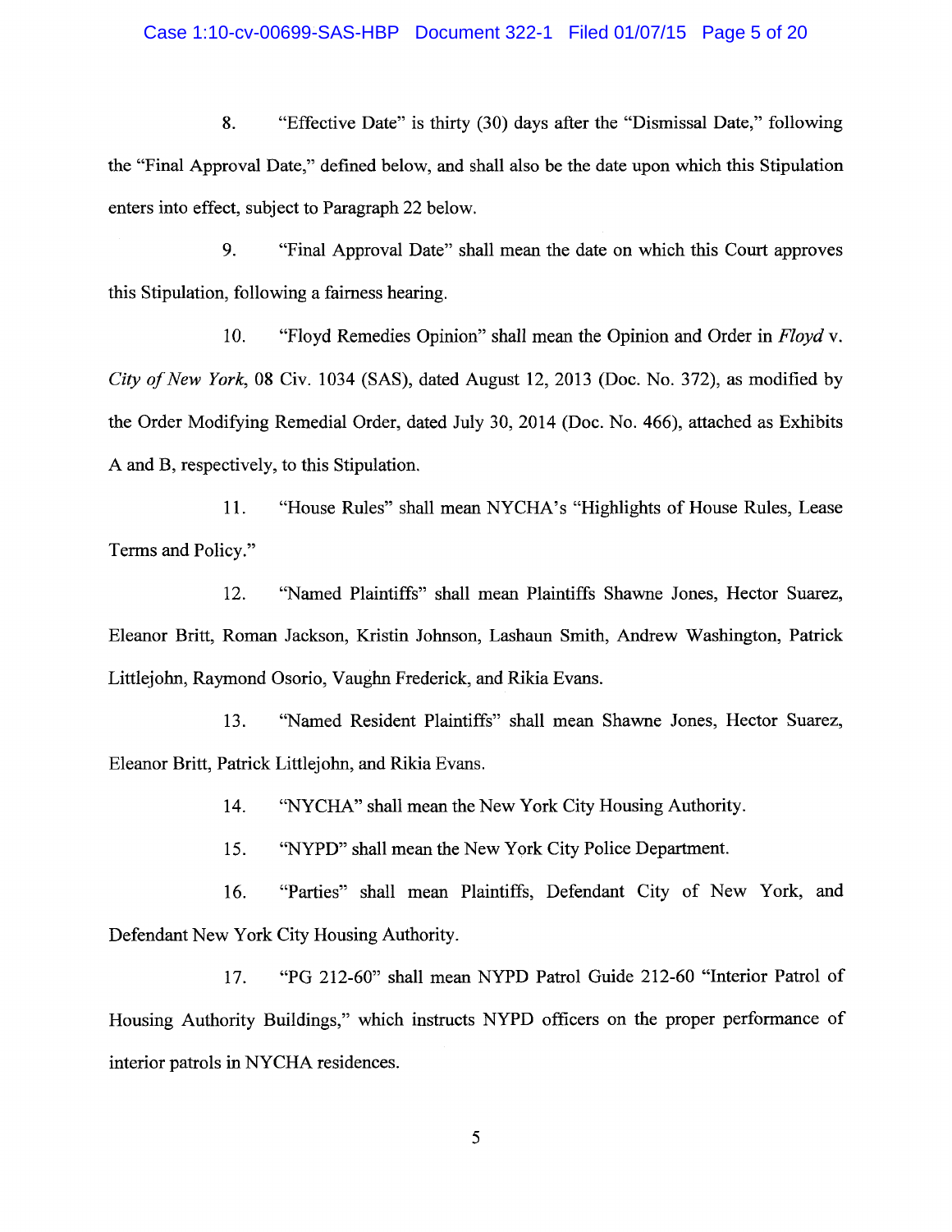8. "Effective Date" is thirty (30) days after the "Dismissal Date," following the "Final Approval Date," defined below, and shall also be the date upon which this Stipulation enters into effect, subject to Paragraph 22 below.

9. "Final Approval Date" shall mean the date on which this Court approves this Stipulation, following a fairness hearing.

10. "Floyd Remedies Opinion" shall mean the Opinion and Order in *Floyd* v. *City of New York*, 08 Civ. 1034 (SAS), dated August 12, 2013 (Doc. No. 372), as modified by the Order Modifying Remedial Order, dated July 30, 2014 (Doc. No. 466), attached as Exhibits A and B, respectively, to this Stipulation.

11. "House Rules" shall mean NYCHA's "Highlights of House Rules, Lease Terms and Policy."

12. "Named Plaintiffs" shall mean Plaintiffs Shawne Jones, Hector Suarez, Eleanor Britt, Roman Jackson, Kristin Johnson, Lashaun Smith, Andrew Washington, Patrick Littlejohn, Raymond Osorio, Vaughn Frederick, and Rikia Evans.

13. "Named Resident Plaintiffs" shall mean Shawne Jones, Hector Suarez, Eleanor Britt, Patrick Littlejohn, and Rikia Evans.

14. "NYCHA" shall mean the New York City Housing Authority.

15. "NYPD" shall mean the New York City Police Department.

16. "Parties" shall mean Plaintiffs, Defendant City of New York, and Defendant New York City Housing Authority.

17. "PG 212-60" shall mean NYPD Patrol Guide 212-60 "Interior Patrol of Housing Authority Buildings," which instructs NYPD officers on the proper performance of interior patrols in NYCHA residences.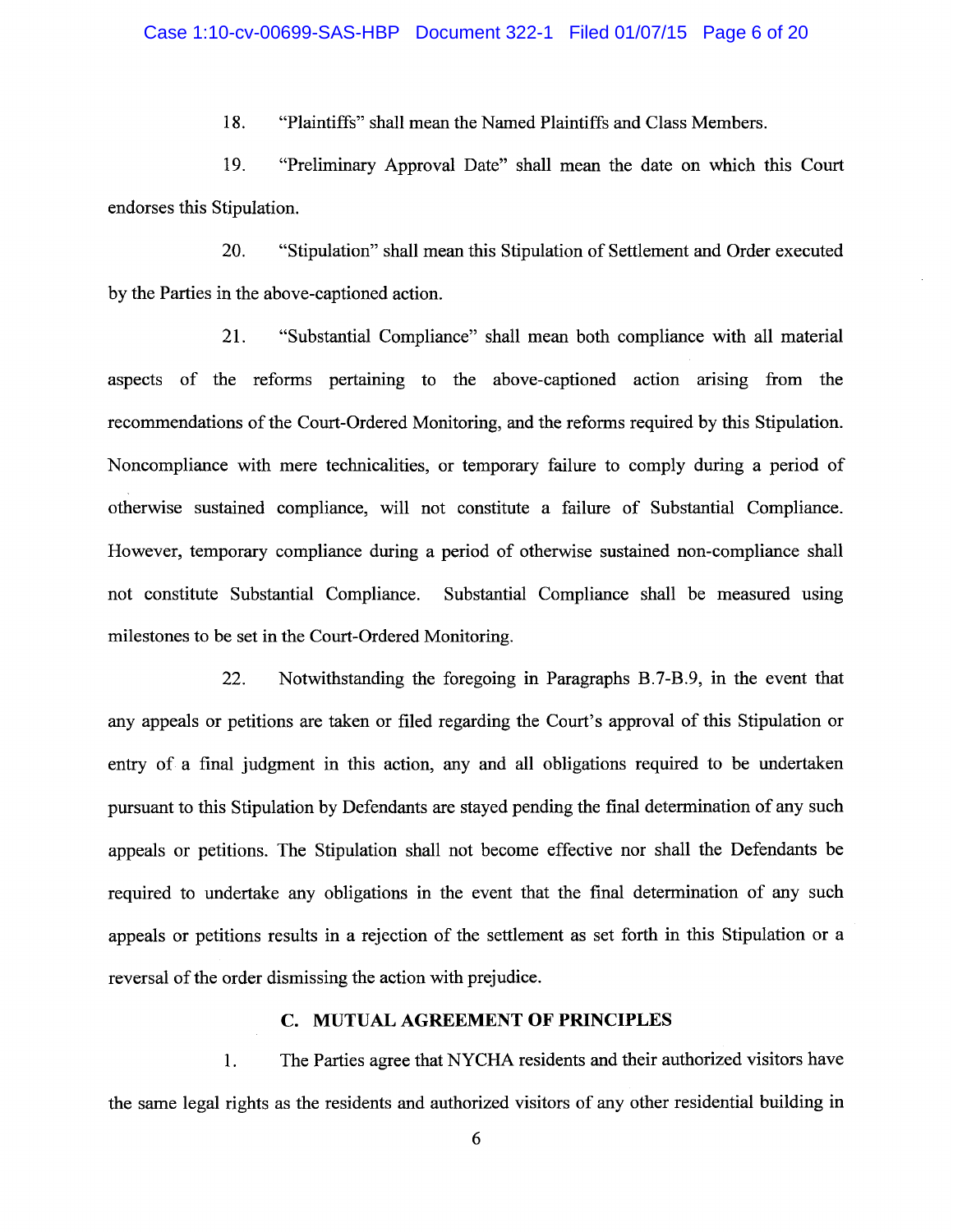18. "Plaintiffs" shall mean the Named Plaintiffs and Class Members.

19. "Preliminary Approval Date" shall mean the date on which this Court endorses this Stipulation.

20. "Stipulation" shall mean this Stipulation of Settlement and Order executed by the Parties in the above-captioned action.

21. "Substantial Compliance" shall mean both compliance with all material aspects of the reforms pertaining to the above-captioned action arising from the recommendations of the Court-Ordered Monitoring, and the reforms required by this Stipulation. Noncompliance with mere technicalities, or temporary failure to comply during a period of otherwise sustained compliance, will not constitute a failure of Substantial Compliance. However, temporary compliance during a period of otherwise sustained non-compliance shall not constitute Substantial Compliance. Substantial Compliance shall be measured using milestones to be set in the Court-Ordered Monitoring.

22. Notwithstanding the foregoing in Paragraphs B.7-B.9, in the event that any appeals or petitions are taken or filed regarding the Court's approval of this Stipulation or entry of a final judgment in this action, any and all obligations required to be undertaken pursuant to this Stipulation by Defendants are stayed pending the final determination of any such appeals or petitions. The Stipulation shall not become effective nor shall the Defendants be required to undertake any obligations in the event that the final determination of any such appeals or petitions results in a rejection of the settlement as set forth in this Stipulation or a reversal of the order dismissing the action with prejudice.

## C. MUTUAL AGREEMENT OF PRINCIPLES

1. The Parties agree that NYCHA residents and their authorized visitors have the same legal rights as the residents and authorized visitors of any other residential building in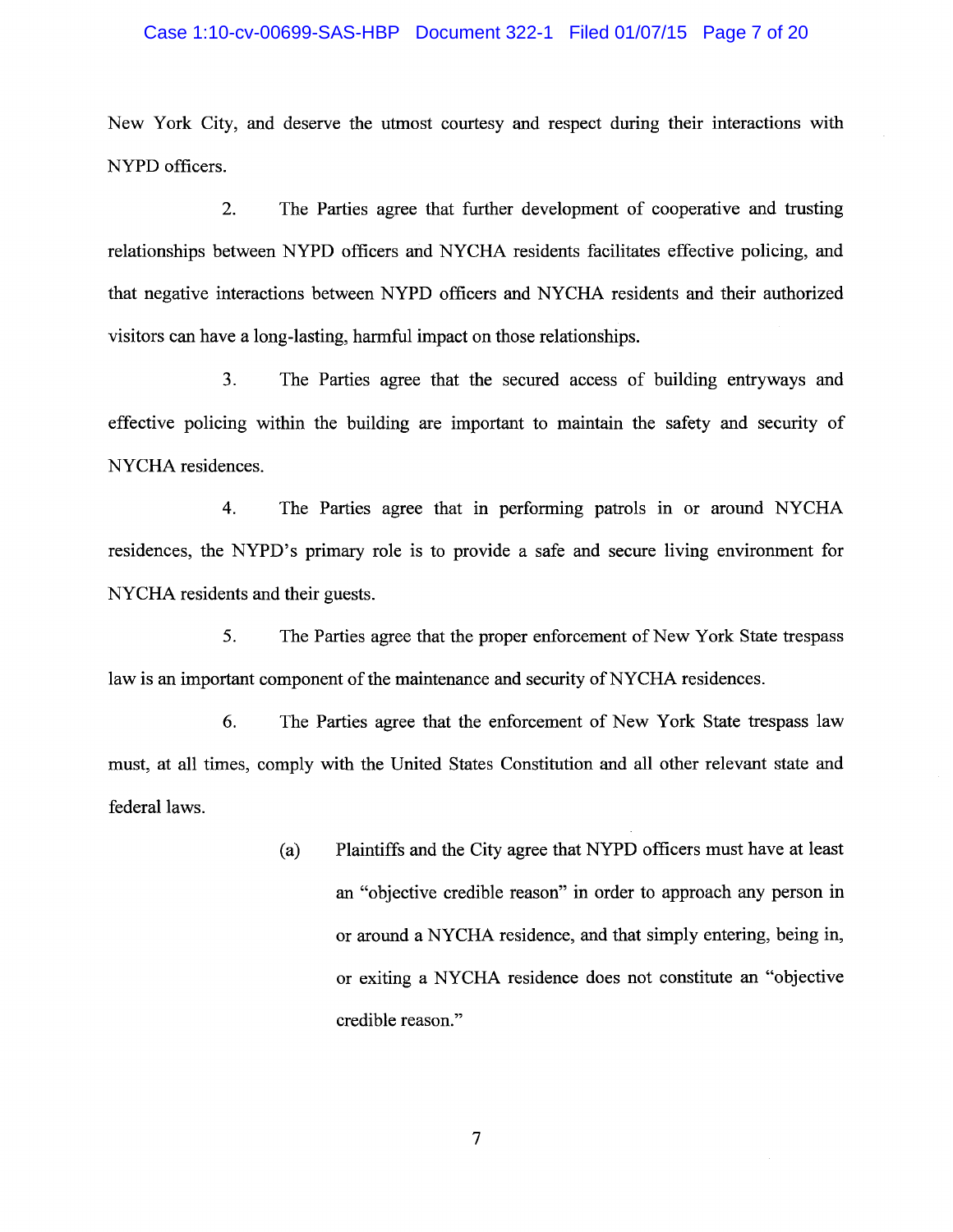New York City, and deserve the utmost courtesy and respect during their interactions with NYPD officers.

2. The Parties agree that further development of cooperative and trusting relationships between NYPD officers and NYCHA residents facilitates effective policing, and that negative interactions between NYPD officers and NYCHA residents and their authorized visitors can have a long-lasting, harmful impact on those relationships.

3. The Parties agree that the secured access of building entryways and effective policing within the building are important to maintain the safety and security of NYCHA residences.

4. The Parties agree that in performing patrols in or around NYCHA residences, the NYPD's primary role is to provide a safe and secure living environment for NYCHA residents and their guests.

5. The Parties agree that the proper enforcement of New York State trespass law is an important component of the maintenance and security of NYCHA residences.

6. The Parties agree that the enforcement of New York State trespass law must, at all times, comply with the United States Constitution and all other relevant state and federal laws.

> (a) Plaintiffs and the City agree that NYPD officers must have at least an "objective credible reason" in order to approach any person in or around a NYCHA residence, and that simply entering, being in, or exiting a NYCHA residence does not constitute an "objective credible reason."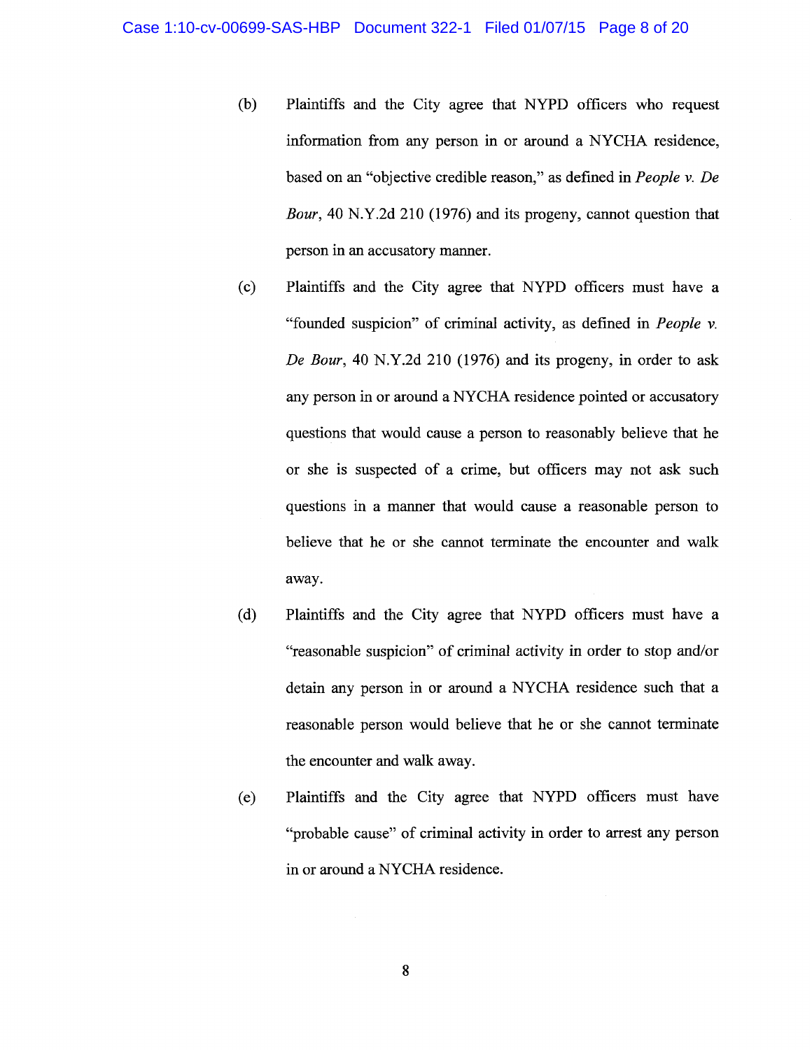(b) Plaintiffs and the City agree that NYPD officers who request information from any person in or around a NYCHA residence, based on an "objective credible reason," as defined in *People v. De Bour*, 40 N.Y.2d 210 (1976) and its progeny, cannot question that person in an accusatory manner.

(c) Plaintiffs and the City agree that NYPD officers must have a "founded suspicion" of criminal activity, as defined in *People v. De Bour*, 40 N.Y.2d 210 (1976) and its progeny, in order to ask any person in or around a NYCHA residence pointed or accusatory questions that would cause a person to reasonably believe that he or she is suspected of a crime, but officers may not ask such questions in a manner that would cause a reasonable person to believe that he or she cannot terminate the encounter and walk away.

(d) Plaintiffs and the City agree that NYPD officers must have a "reasonable suspicion" of criminal activity in order to stop and/or detain any person in or around a NYCHA residence such that a reasonable person would believe that he or she cannot terminate the encounter and walk away.

(e) Plaintiffs and the City agree that NYPD officers must have "probable cause" of criminal activity in order to arrest any person in or around a NYCHA residence.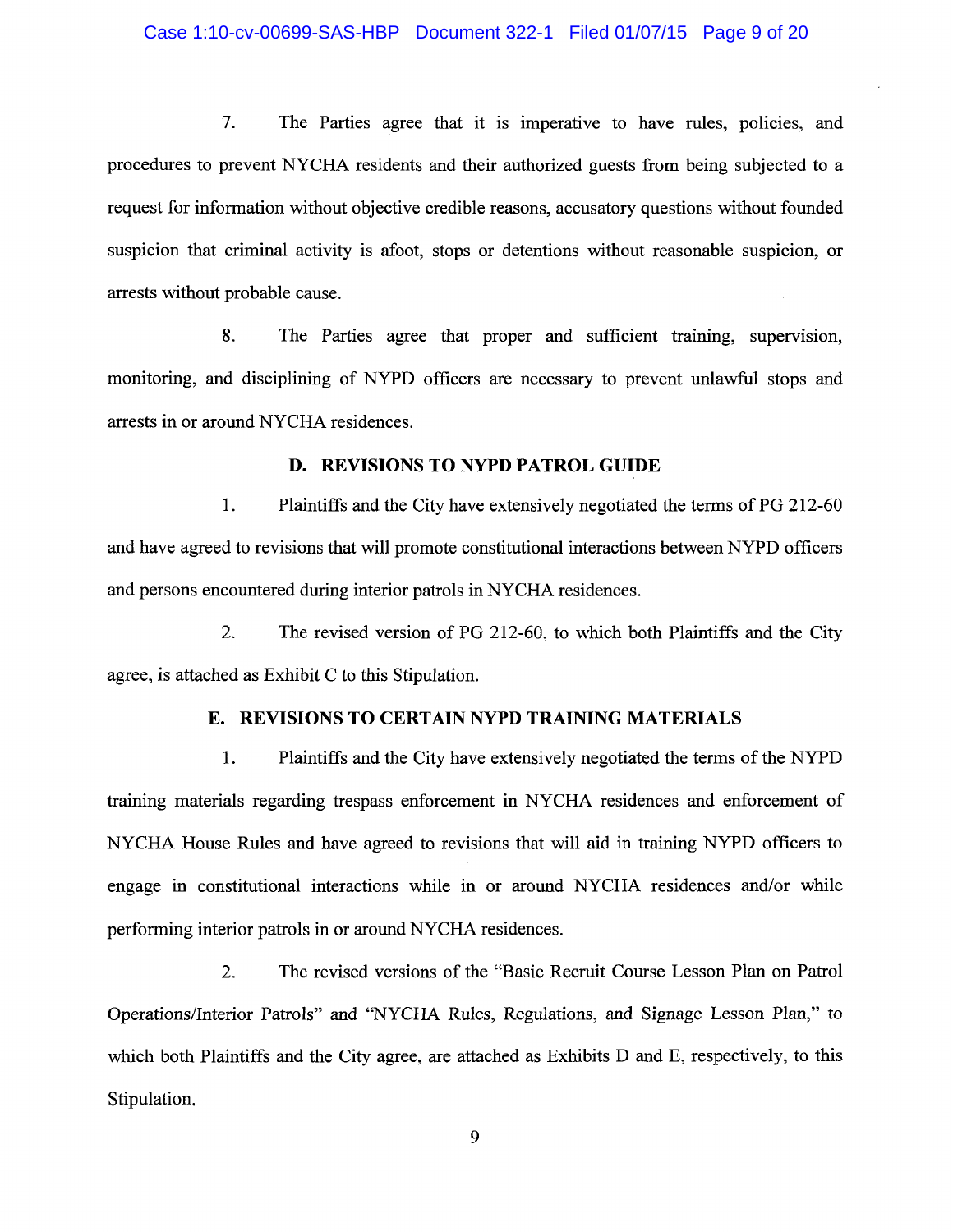7. The Parties agree that it is imperative to have rules, policies, and procedures to prevent NYCHA residents and their authorized guests from being subjected to a request for information without objective credible reasons, accusatory questions without founded suspicion that criminal activity is afoot, stops or detentions without reasonable suspicion, or arrests without probable cause.

8. The Parties agree that proper and sufficient training, supervision, monitoring, and disciplining of NYPD officers are necessary to prevent unlawful stops and arrests in or around NYCHA residences.

### D. REVISIONS TO NYPD PATROL GUIDE

1. Plaintiffs and the City have extensively negotiated the terms of PG 212-60 and have agreed to revisions that will promote constitutional interactions between NYPD officers and persons encountered during interior patrols in NYCHA residences.

2. The revised version of PG 212-60, to which both Plaintiffs and the City agree, is attached as Exhibit C to this Stipulation.

### E. REVISIONS TO CERTAIN NYPD TRAINING MATERIALS

1. Plaintiffs and the City have extensively negotiated the terms of the NYPD training materials regarding trespass enforcement in NYCHA residences and enforcement of NYCHA House Rules and have agreed to revisions that will aid in training NYPD officers to engage in constitutional interactions while in or around NYCHA residences and/or while performing interior patrols in or around NYCHA residences.

2. The revised versions of the "Basic Recruit Course Lesson Plan on Patrol Operations/Interior Patrols" and "NYCHA Rules, Regulations, and Signage Lesson Plan," to which both Plaintiffs and the City agree, are attached as Exhibits D and E, respectively, to this Stipulation.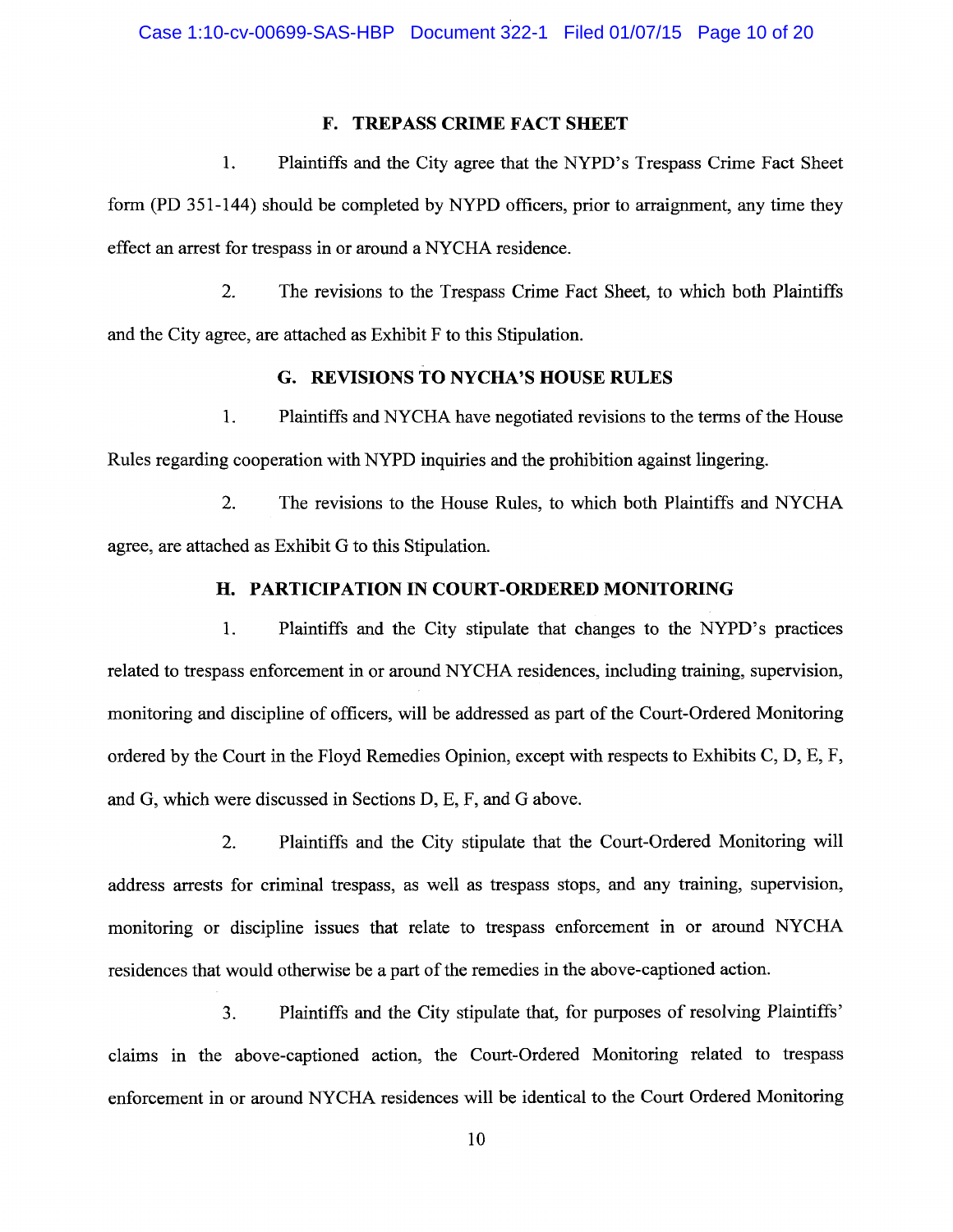### F. TREPASS CRIME FACT SHEET

1. Plaintiffs and the City agree that the NYPD's Trespass Crime Fact Sheet form (PD 351-144) should be completed by NYPD officers, prior to arraignment, any time they effect an arrest for trespass in or around a NYCHA residence.

2. The revisions to the Trespass Crime Fact Sheet, to which both Plaintiffs and the City agree, are attached as Exhibit F to this Stipulation.

### G. REVISIONS TO NYCHA'S HOUSE RULES

1. Plaintiffs and NYCHA have negotiated revisions to the terms of the House Rules regarding cooperation with NYPD inquiries and the prohibition against lingering.

2. The revisions to the House Rules, to which both Plaintiffs and NYCHA agree, are attached as Exhibit G to this Stipulation.

### H. PARTICIPATION IN COURT-ORDERED MONITORING

1. Plaintiffs and the City stipulate that changes to the NYPD's practices related to trespass enforcement in or around NYCHA residences, including training, supervision, monitoring and discipline of officers, will be addressed as part of the Court-Ordered Monitoring ordered by the Court in the Floyd Remedies Opinion, except with respects to Exhibits C, D, E, F, and G, which were discussed in Sections D, E, F, and G above.

2. Plaintiffs and the City stipulate that the Court-Ordered Monitoring will address arrests for criminal trespass, as well as trespass stops, and any training, supervision, monitoring or discipline issues that relate to trespass enforcement in or around NYCHA residences that would otherwise be a part of the remedies in the above-captioned action.

3. Plaintiffs and the City stipulate that, for purposes of resolving Plaintiffs' claims in the above-captioned action, the Court-Ordered Monitoring related to trespass enforcement in or around NYCHA residences will be identical to the Court Ordered Monitoring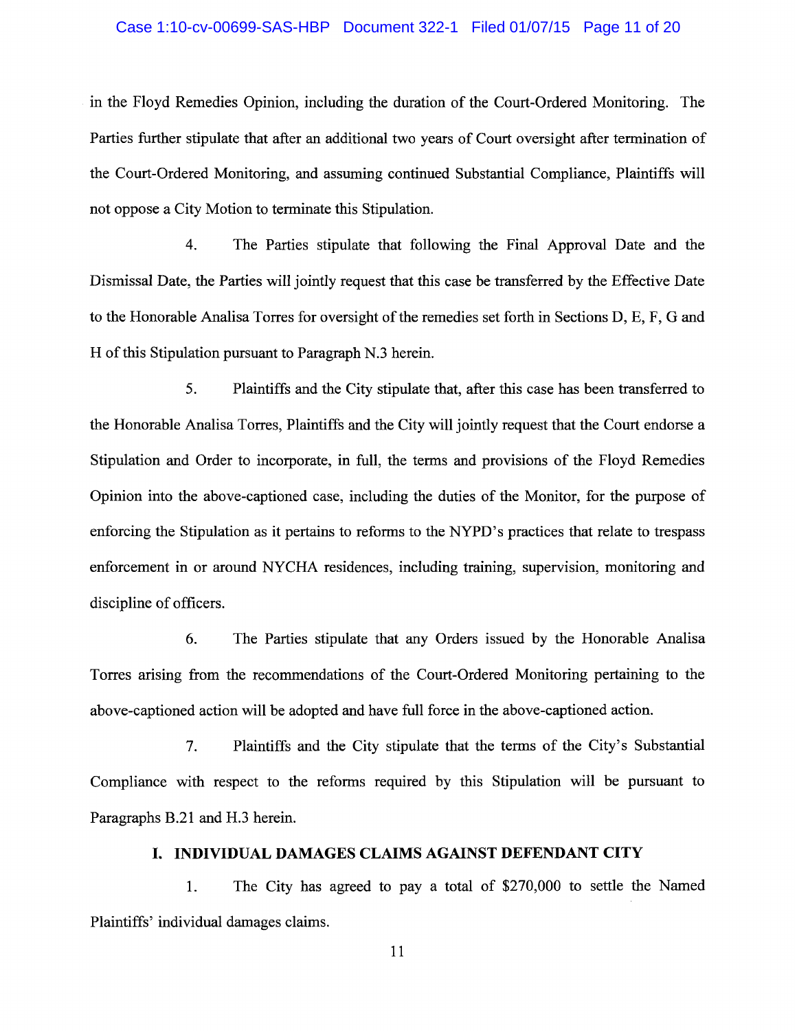in the Floyd Remedies Opinion, including the duration of the Court-Ordered Monitoring. The Parties further stipulate that after an additional two years of Court oversight after termination of the Court-Ordered Monitoring, and assuming continued Substantial Compliance, Plaintiffs will not oppose a City Motion to terminate this Stipulation.

4. The Parties stipulate that following the Final Approval Date and the Dismissal Date, the Parties will jointly request that this case be transferred by the Effective Date to the Honorable Analisa Torres for oversight of the remedies set forth in Sections D, E, F, G and H of this Stipulation pursuant to Paragraph N.3 herein.

5. Plaintiffs and the City stipulate that, after this case has been transferred to the Honorable Analisa Torres, Plaintiffs and the City will jointly request that the Court endorse a Stipulation and Order to incorporate, in full, the terms and provisions of the Floyd Remedies Opinion into the above-captioned case, including the duties of the Monitor, for the purpose of enforcing the Stipulation as it pertains to reforms to the NYPD's practices that relate to trespass enforcement in or around NYCHA residences, including training, supervision, monitoring and discipline of officers.

6. The Parties stipulate that any Orders issued by the Honorable Analisa Torres arising from the recommendations of the Court-Ordered Monitoring pertaining to the above-captioned action will be adopted and have full force in the above-captioned action.

7. Plaintiffs and the City stipulate that the terms of the City's Substantial Compliance with respect to the reforms required by this Stipulation will be pursuant to Paragraphs B.21 and H.3 herein.

## I. INDIVIDUAL DAMAGES CLAIMS AGAINST DEFENDANT CITY

1. The City has agreed to pay a total of $270,000 to settle the Named Plaintiffs' individual damages claims.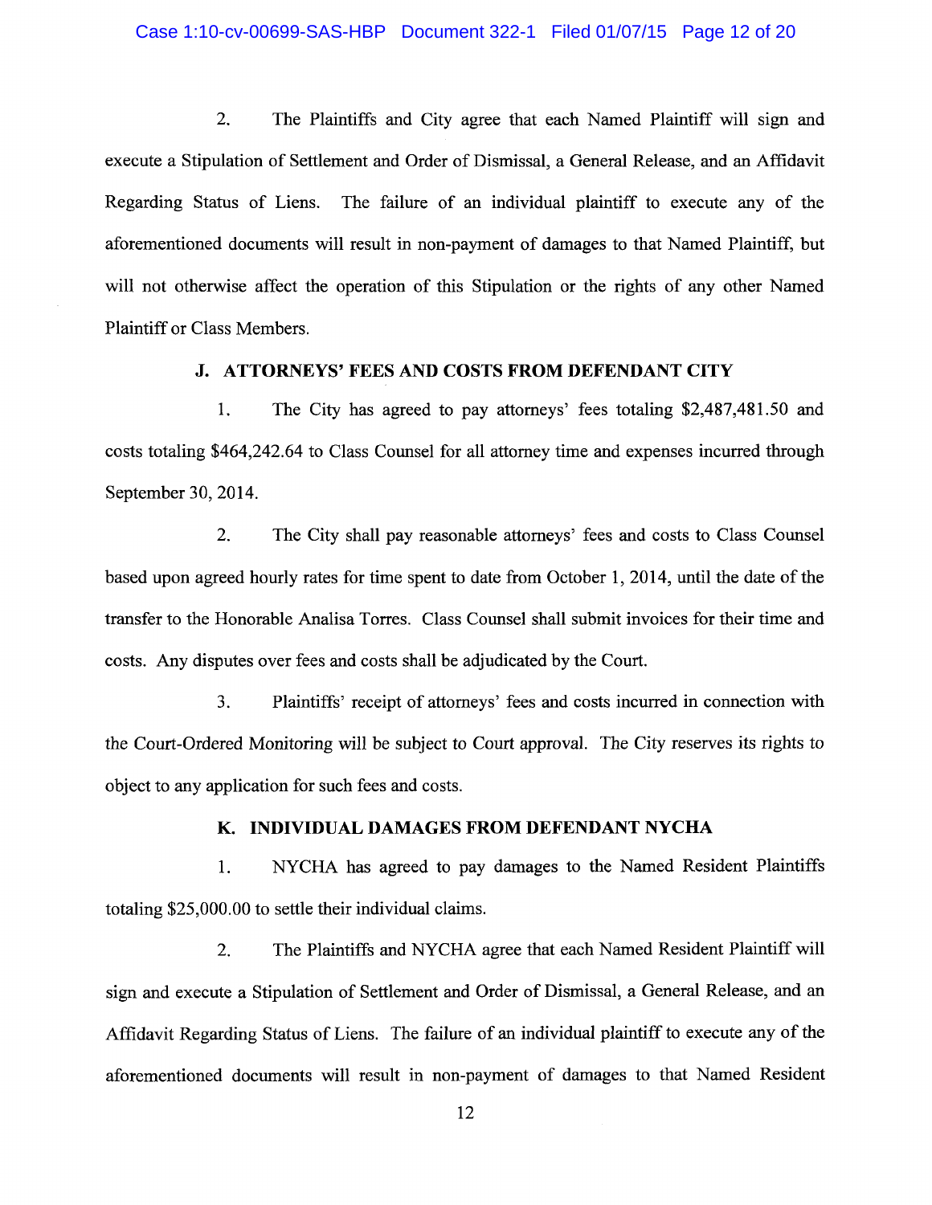2. The Plaintiffs and City agree that each Named Plaintiff will sign and execute a Stipulation of Settlement and Order of Dismissal, a General Release, and an Affidavit Regarding Status of Liens. The failure of an individual plaintiff to execute any of the aforementioned documents will result in non-payment of damages to that Named Plaintiff, but will not otherwise affect the operation of this Stipulation or the rights of any other Named Plaintiff or Class Members.

### J. ATTORNEYS' FEES AND COSTS FROM DEFENDANT CITY

1. The City has agreed to pay attorneys' fees totaling $2,487,481.50 and costs totaling $464,242.64 to Class Counsel for all attorney time and expenses incurred through September 30, 2014.

2. The City shall pay reasonable attorneys' fees and costs to Class Counsel based upon agreed hourly rates for time spent to date from October 1, 2014, until the date of the transfer to the Honorable Analisa Torres. Class Counsel shall submit invoices for their time and costs. Any disputes over fees and costs shall be adjudicated by the Court.

3. Plaintiffs' receipt of attorneys' fees and costs incurred in connection with the Court-Ordered Monitoring will be subject to Court approval. The City reserves its rights to object to any application for such fees and costs.

### K. INDIVIDUAL DAMAGES FROM DEFENDANT NYCHA

1. NYCHA has agreed to pay damages to the Named Resident Plaintiffs totaling $25,000.00 to settle their individual claims.

2. The Plaintiffs and NYCHA agree that each Named Resident Plaintiff will sign and execute a Stipulation of Settlement and Order of Dismissal, a General Release, and an Affidavit Regarding Status of Liens. The failure of an individual plaintiff to execute any of the aforementioned documents will result in non-payment of damages to that Named Resident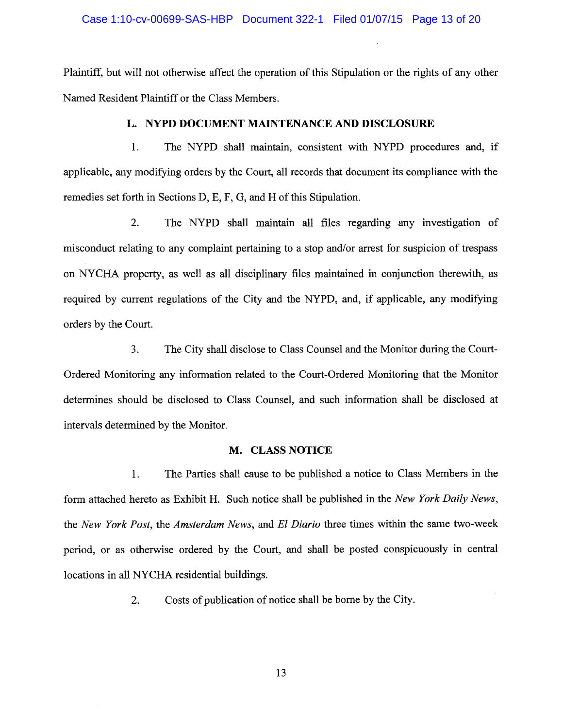Plaintiff, but will not otherwise affect the operation of this Stipulation or the rights of any other Named Resident Plaintiff or the Class Members.

## L. NYPD DOCUMENT MAINTENANCE AND DISCLOSURE

1. The NYPD shall maintain, consistent with NYPD procedures and, if applicable, any modifying orders by the Court, all records that document its compliance with the remedies set forth in Sections D, E, F, G, and H of this Stipulation.

2. The NYPD shall maintain all files regarding any investigation of misconduct relating to any complaint pertaining to a stop and/or arrest for suspicion of trespass on NYCHA property, as well as all disciplinary files maintained in conjunction therewith, as required by current regulations of the City and the NYPD, and, if applicable, any modifying orders by the Court.

3. The City shall disclose to Class Counsel and the Monitor during the Court-Ordered Monitoring any information related to the Court-Ordered Monitoring that the Monitor determines should be disclosed to Class Counsel, and such information shall be disclosed at intervals determined by the Monitor.

## M. CLASS NOTICE

1. The Parties shall cause to be published a notice to Class Members in the form attached hereto as Exhibit H. Such notice shall be published in the *New York Daily News*, the *New York Post*, the *Amsterdam News*, and *El Diario* three times within the same two-week period, or as otherwise ordered by the Court, and shall be posted conspicuously in central locations in all NYCHA residential buildings.

2. Costs of publication of notice shall be borne by the City.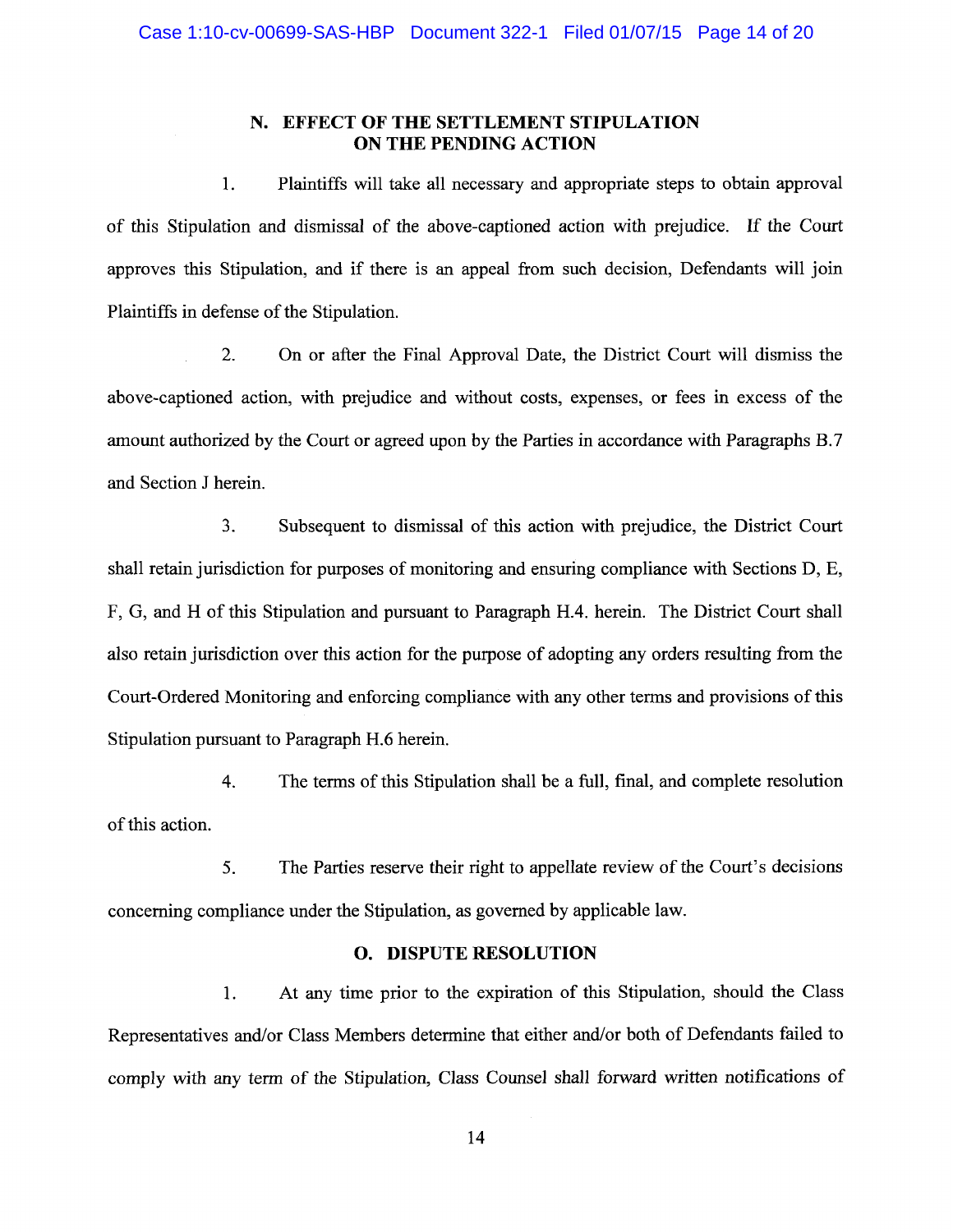## N. EFFECT OF THE SETTLEMENT STIPULATION ON THE PENDING ACTION

1. Plaintiffs will take all necessary and appropriate steps to obtain approval of this Stipulation and dismissal of the above-captioned action with prejudice. If the Court approves this Stipulation, and if there is an appeal from such decision, Defendants will join Plaintiffs in defense of the Stipulation.

2. On or after the Final Approval Date, the District Court will dismiss the above-captioned action, with prejudice and without costs, expenses, or fees in excess of the amount authorized by the Court or agreed upon by the Parties in accordance with Paragraphs B.7 and Section J herein.

3. Subsequent to dismissal of this action with prejudice, the District Court shall retain jurisdiction for purposes of monitoring and ensuring compliance with Sections D, E, F, G, and H of this Stipulation and pursuant to Paragraph H.4. herein. The District Court shall also retain jurisdiction over this action for the purpose of adopting any orders resulting from the Court-Ordered Monitoring and enforcing compliance with any other terms and provisions of this Stipulation pursuant to Paragraph H.6 herein.

4. The terms of this Stipulation shall be a full, final, and complete resolution of this action.

5. The Parties reserve their right to appellate review of the Court's decisions concerning compliance under the Stipulation, as governed by applicable law.

## O. DISPUTE RESOLUTION

1. At any time prior to the expiration of this Stipulation, should the Class Representatives and/or Class Members determine that either and/or both of Defendants failed to comply with any term of the Stipulation, Class Counsel shall forward written notifications of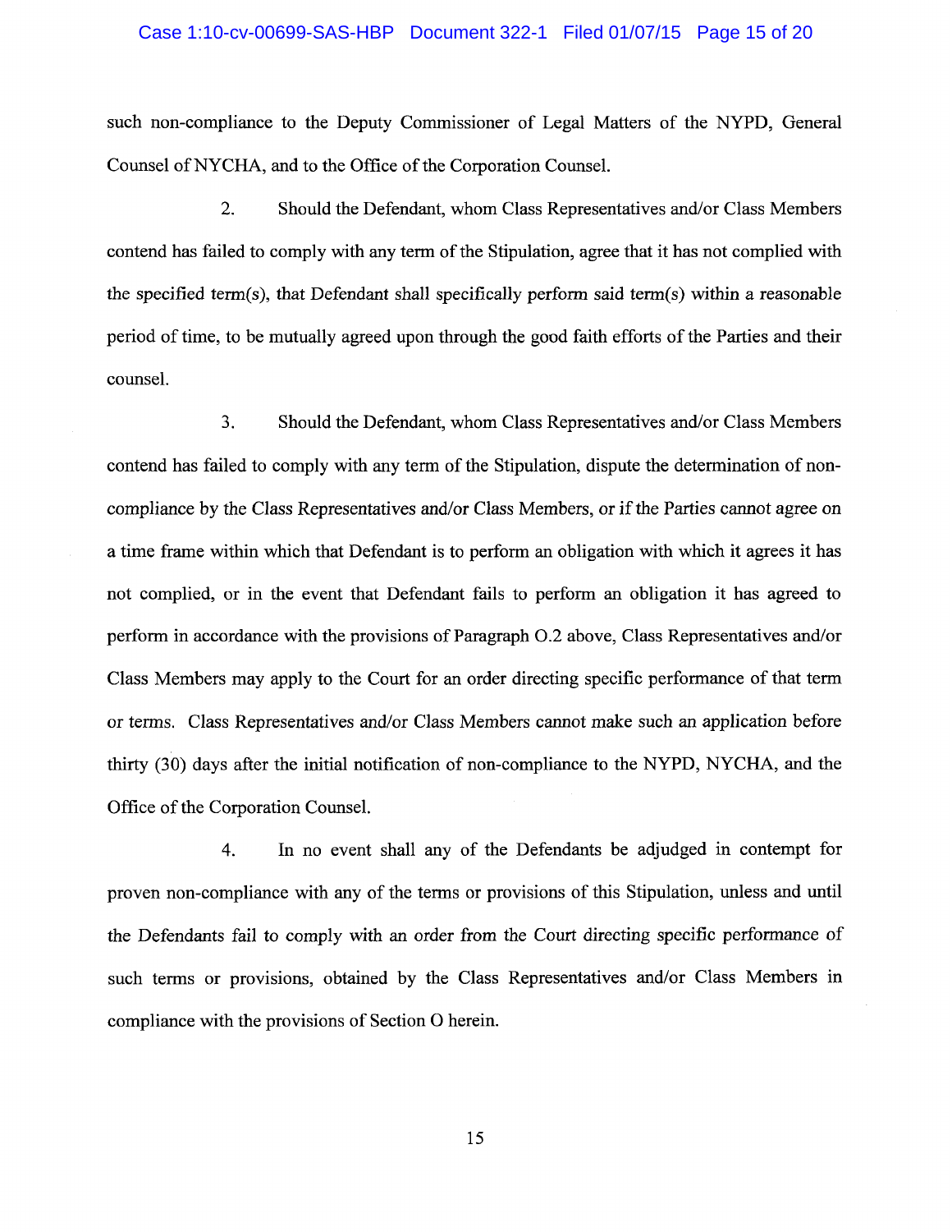such non-compliance to the Deputy Commissioner of Legal Matters of the NYPD, General Counsel of NYCHA, and to the Office of the Corporation Counsel.

2. Should the Defendant, whom Class Representatives and/or Class Members contend has failed to comply with any term of the Stipulation, agree that it has not complied with the specified term(s), that Defendant shall specifically perform said term(s) within a reasonable period of time, to be mutually agreed upon through the good faith efforts of the Parties and their counsel.

3. Should the Defendant, whom Class Representatives and/or Class Members contend has failed to comply with any term of the Stipulation, dispute the determination of non-compliance by the Class Representatives and/or Class Members, or if the Parties cannot agree on a time frame within which that Defendant is to perform an obligation with which it agrees it has not complied, or in the event that Defendant fails to perform an obligation it has agreed to perform in accordance with the provisions of Paragraph O.2 above, Class Representatives and/or Class Members may apply to the Court for an order directing specific performance of that term or terms. Class Representatives and/or Class Members cannot make such an application before thirty (30) days after the initial notification of non-compliance to the NYPD, NYCHA, and the Office of the Corporation Counsel.

4. In no event shall any of the Defendants be adjudged in contempt for proven non-compliance with any of the terms or provisions of this Stipulation, unless and until the Defendants fail to comply with an order from the Court directing specific performance of such terms or provisions, obtained by the Class Representatives and/or Class Members in compliance with the provisions of Section O herein.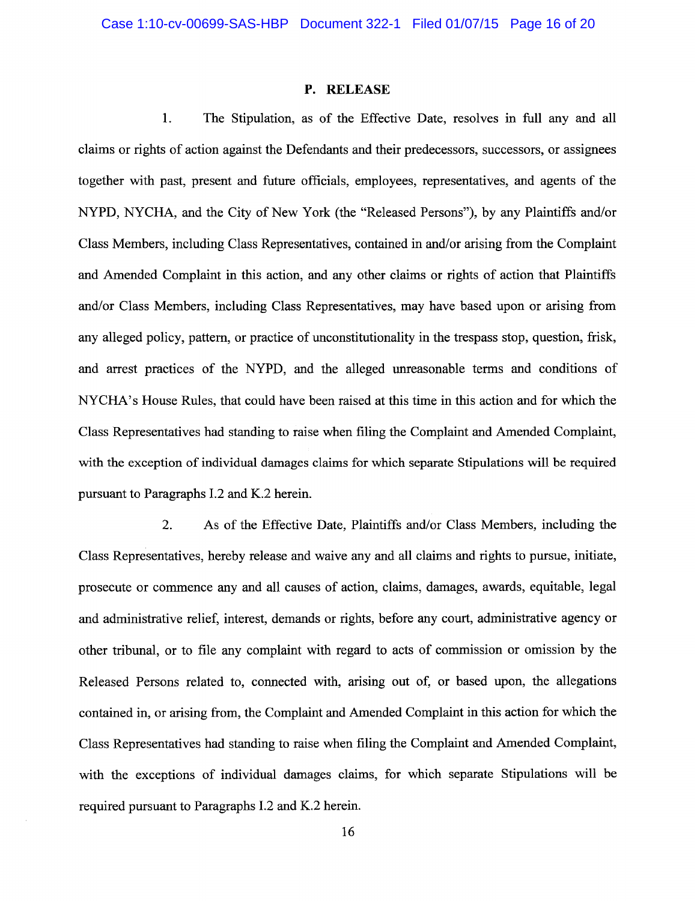## P. RELEASE

1. The Stipulation, as of the Effective Date, resolves in full any and all claims or rights of action against the Defendants and their predecessors, successors, or assignees together with past, present and future officials, employees, representatives, and agents of the NYPD, NYCHA, and the City of New York (the "Released Persons"), by any Plaintiffs and/or Class Members, including Class Representatives, contained in and/or arising from the Complaint and Amended Complaint in this action, and any other claims or rights of action that Plaintiffs and/or Class Members, including Class Representatives, may have based upon or arising from any alleged policy, pattern, or practice of unconstitutionality in the trespass stop, question, frisk, and arrest practices of the NYPD, and the alleged unreasonable terms and conditions of NYCHA's House Rules, that could have been raised at this time in this action and for which the Class Representatives had standing to raise when filing the Complaint and Amended Complaint, with the exception of individual damages claims for which separate Stipulations will be required pursuant to Paragraphs I.2 and K.2 herein.

2. As of the Effective Date, Plaintiffs and/or Class Members, including the Class Representatives, hereby release and waive any and all claims and rights to pursue, initiate, prosecute or commence any and all causes of action, claims, damages, awards, equitable, legal and administrative relief, interest, demands or rights, before any court, administrative agency or other tribunal, or to file any complaint with regard to acts of commission or omission by the Released Persons related to, connected with, arising out of, or based upon, the allegations contained in, or arising from, the Complaint and Amended Complaint in this action for which the Class Representatives had standing to raise when filing the Complaint and Amended Complaint, with the exceptions of individual damages claims, for which separate Stipulations will be required pursuant to Paragraphs I.2 and K.2 herein.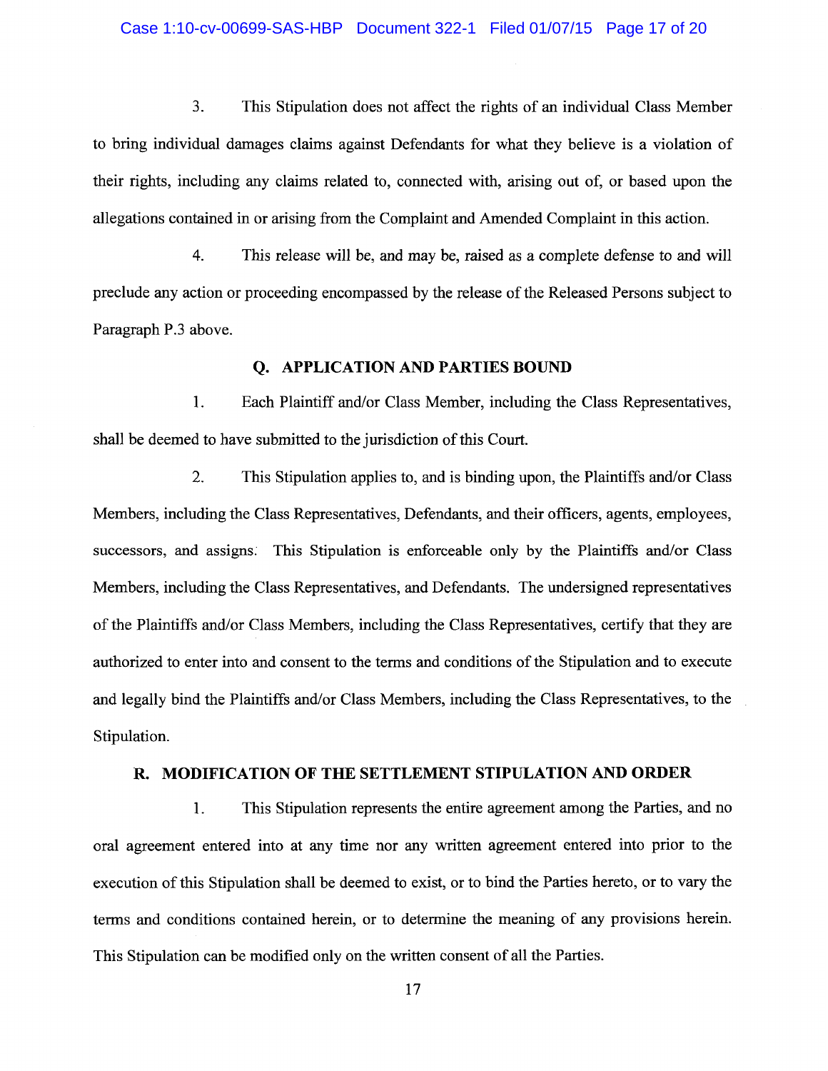3. This Stipulation does not affect the rights of an individual Class Member to bring individual damages claims against Defendants for what they believe is a violation of their rights, including any claims related to, connected with, arising out of, or based upon the allegations contained in or arising from the Complaint and Amended Complaint in this action.

4. This release will be, and may be, raised as a complete defense to and will preclude any action or proceeding encompassed by the release of the Released Persons subject to Paragraph P.3 above.

## Q. APPLICATION AND PARTIES BOUND

1. Each Plaintiff and/or Class Member, including the Class Representatives, shall be deemed to have submitted to the jurisdiction of this Court.

2. This Stipulation applies to, and is binding upon, the Plaintiffs and/or Class Members, including the Class Representatives, Defendants, and their officers, agents, employees, successors, and assigns. This Stipulation is enforceable only by the Plaintiffs and/or Class Members, including the Class Representatives, and Defendants. The undersigned representatives of the Plaintiffs and/or Class Members, including the Class Representatives, certify that they are authorized to enter into and consent to the terms and conditions of the Stipulation and to execute and legally bind the Plaintiffs and/or Class Members, including the Class Representatives, to the Stipulation.

## R. MODIFICATION OF THE SETTLEMENT STIPULATION AND ORDER

1. This Stipulation represents the entire agreement among the Parties, and no oral agreement entered into at any time nor any written agreement entered into prior to the execution of this Stipulation shall be deemed to exist, or to bind the Parties hereto, or to vary the terms and conditions contained herein, or to determine the meaning of any provisions herein. This Stipulation can be modified only on the written consent of all the Parties.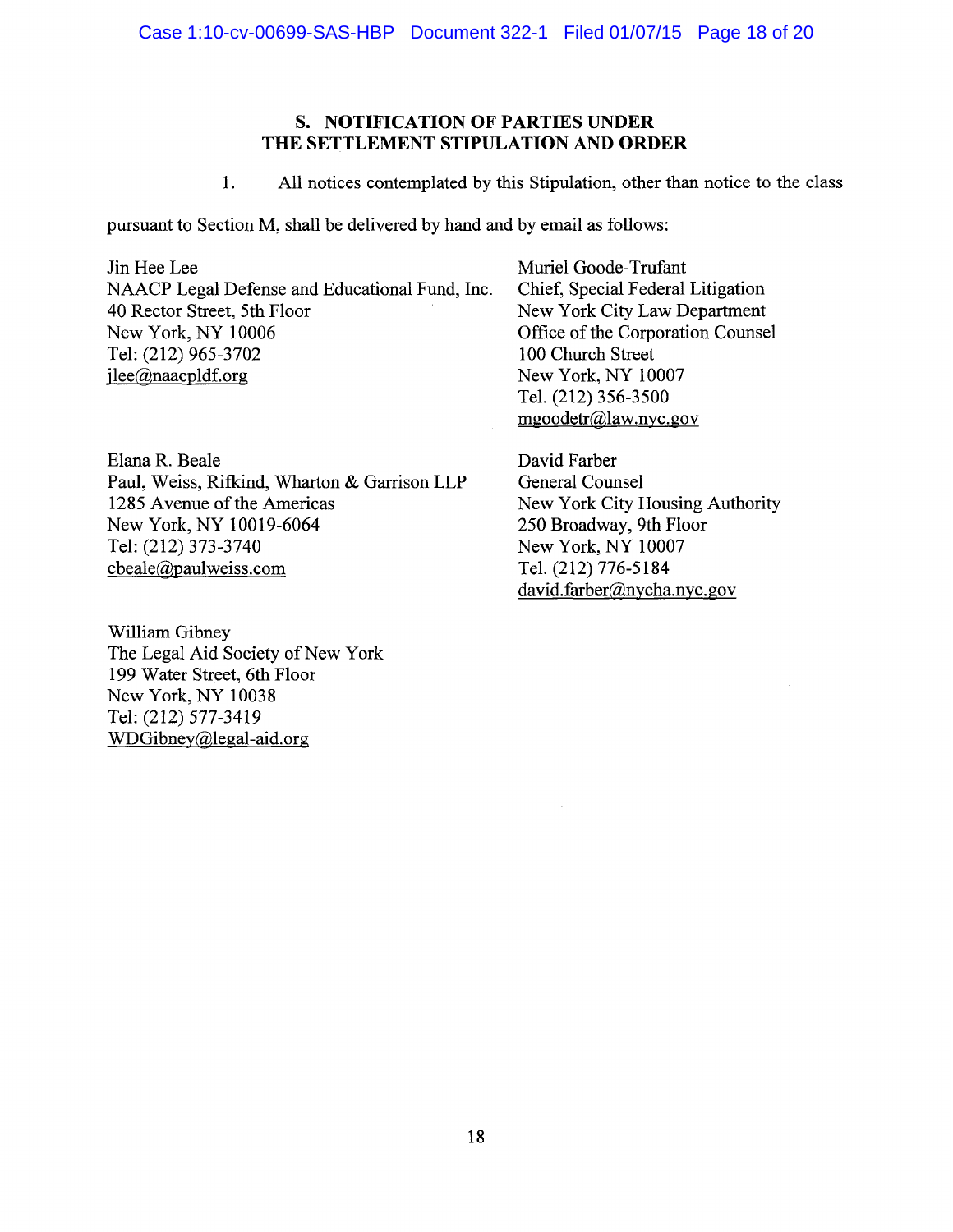## S. NOTIFICATION OF PARTIES UNDER THE SETTLEMENT STIPULATION AND ORDER

1. All notices contemplated by this Stipulation, other than notice to the class pursuant to Section M, shall be delivered by hand and by email as follows:

Jin Hee Lee
NAACP Legal Defense and Educational Fund, Inc.
40 Rector Street, 5th Floor
New York, NY 10006
Tel: (212) 965-3702
jlee@naacpldf.org

Elana R. Beale
Paul, Weiss, Rifkind, Wharton & Garrison LLP
1285 Avenue of the Americas
New York, NY 10019-6064
Tel: (212) 373-3740
ebeale@paulweiss.com

William Gibney
The Legal Aid Society of New York
199 Water Street, 6th Floor
New York, NY 10038
Tel: (212) 577-3419
WDGibney@legal-aid.org

Muriel Goode-Trufant
Chief, Special Federal Litigation
New York City Law Department
Office of the Corporation Counsel
100 Church Street
New York, NY 10007
Tel. (212) 356-3500
mgoodetr@law.nyc.gov

David Farber
General Counsel
New York City Housing Authority
250 Broadway, 9th Floor
New York, NY 10007
Tel. (212) 776-5184
david.farber@nycha.nyc.gov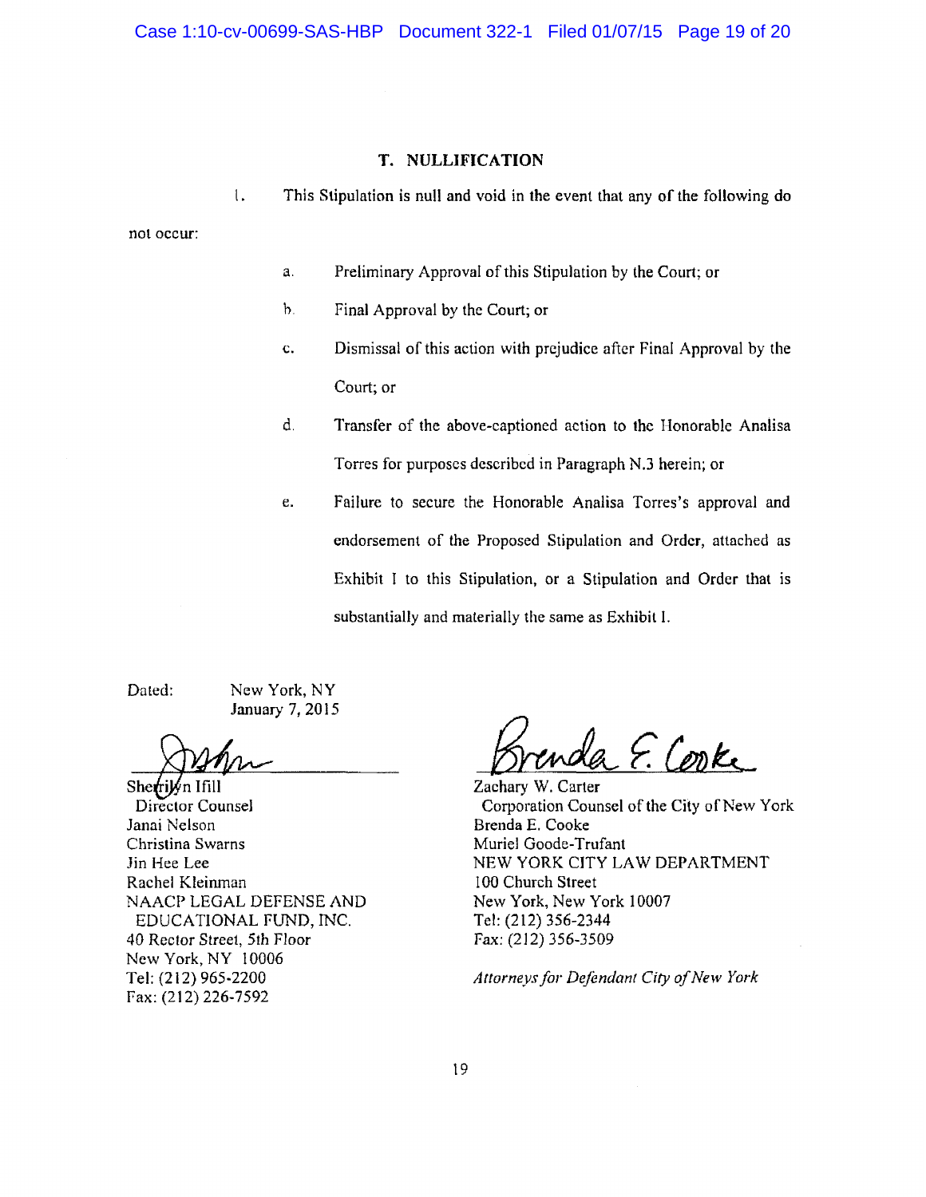### T. NULLIFICATION

1. This Stipulation is null and void in the event that any of the following do not occur:

   a. Preliminary Approval of this Stipulation by the Court; or

   b. Final Approval by the Court; or

   c. Dismissal of this action with prejudice after Final Approval by the Court; or

   d. Transfer of the above-captioned action to the Honorable Analisa Torres for purposes described in Paragraph N.3 herein; or

   e. Failure to secure the Honorable Analisa Torres's approval and endorsement of the Proposed Stipulation and Order, attached as Exhibit I to this Stipulation, or a Stipulation and Order that is substantially and materially the same as Exhibit I.

Dated: New York, NY
January 7, 2015

Sherrilyn Ifill
Director Counsel
Janai Nelson
Christina Swarns
Jin Hee Lee
Rachel Kleinman
NAACP LEGAL DEFENSE AND EDUCATIONAL FUND, INC.
40 Rector Street, 5th Floor
New York, NY 10006
Tel: (212) 965-2200
Fax: (212) 226-7592

Zachary W. Carter
Corporation Counsel of the City of New York
Brenda E. Cooke
Muriel Goode-Trufant
NEW YORK CITY LAW DEPARTMENT
100 Church Street
New York, New York 10007
Tel: (212) 356-2344
Fax: (212) 356-3509

*Attorneys for Defendant City of New York*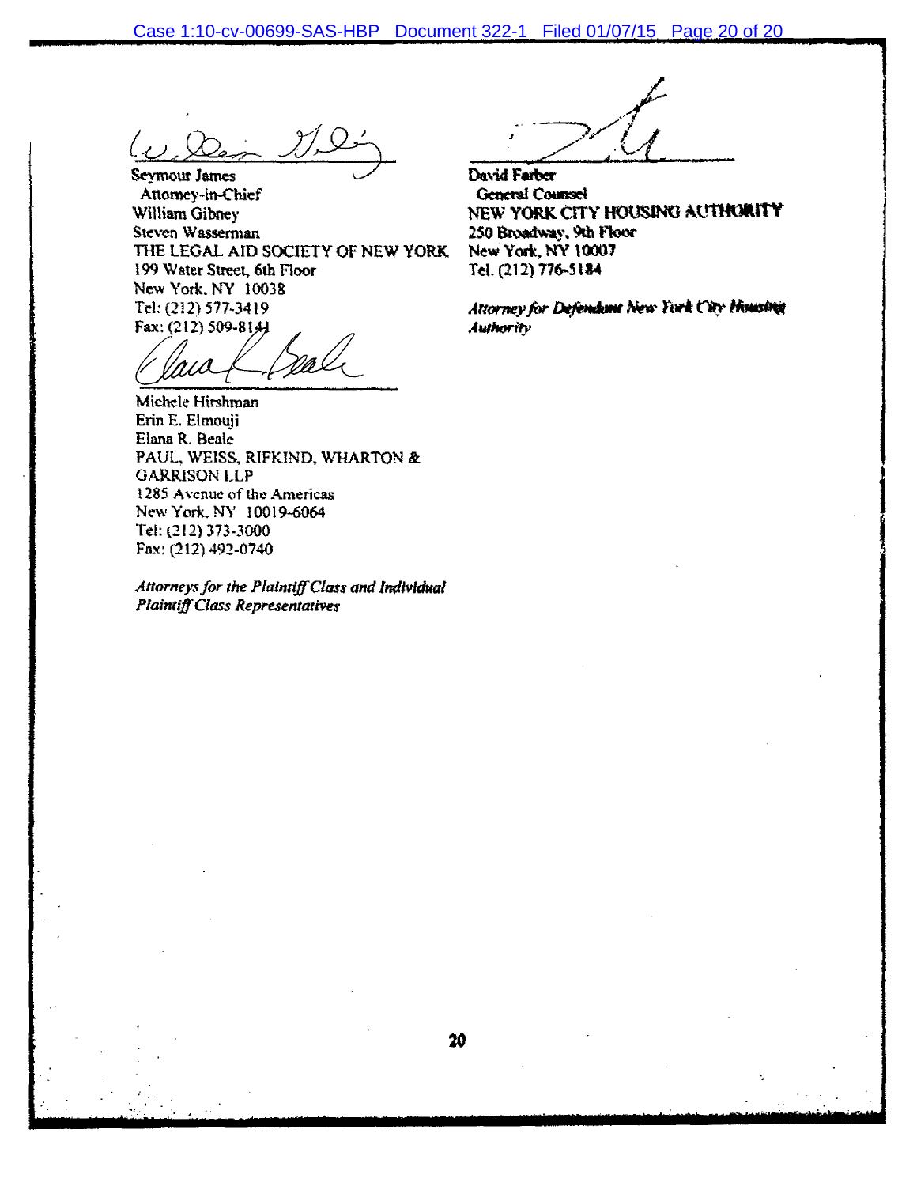Seymour James
Attorney-in-Chief
William Gibney
Steven Wasserman
THE LEGAL AID SOCIETY OF NEW YORK
199 Water Street, 6th Floor
New York, NY 10038
Tel: (212) 577-3419
Fax: (212) 509-8141

Michele Hirshman
Erin E. Elmouji
Elana R. Beale
PAUL, WEISS, RIFKIND, WHARTON & GARRISON LLP
1285 Avenue of the Americas
New York, NY 10019-6064
Tel: (212) 373-3000
Fax: (212) 492-0740

*Attorneys for the Plaintiff Class and Individual Plaintiff Class Representatives*

David Farber
General Counsel
NEW YORK CITY HOUSING AUTHORITY
250 Broadway, 9th Floor
New York, NY 10007
Tel. (212) 776-5184

*Attorney for Defendant New York City Housing Authority*